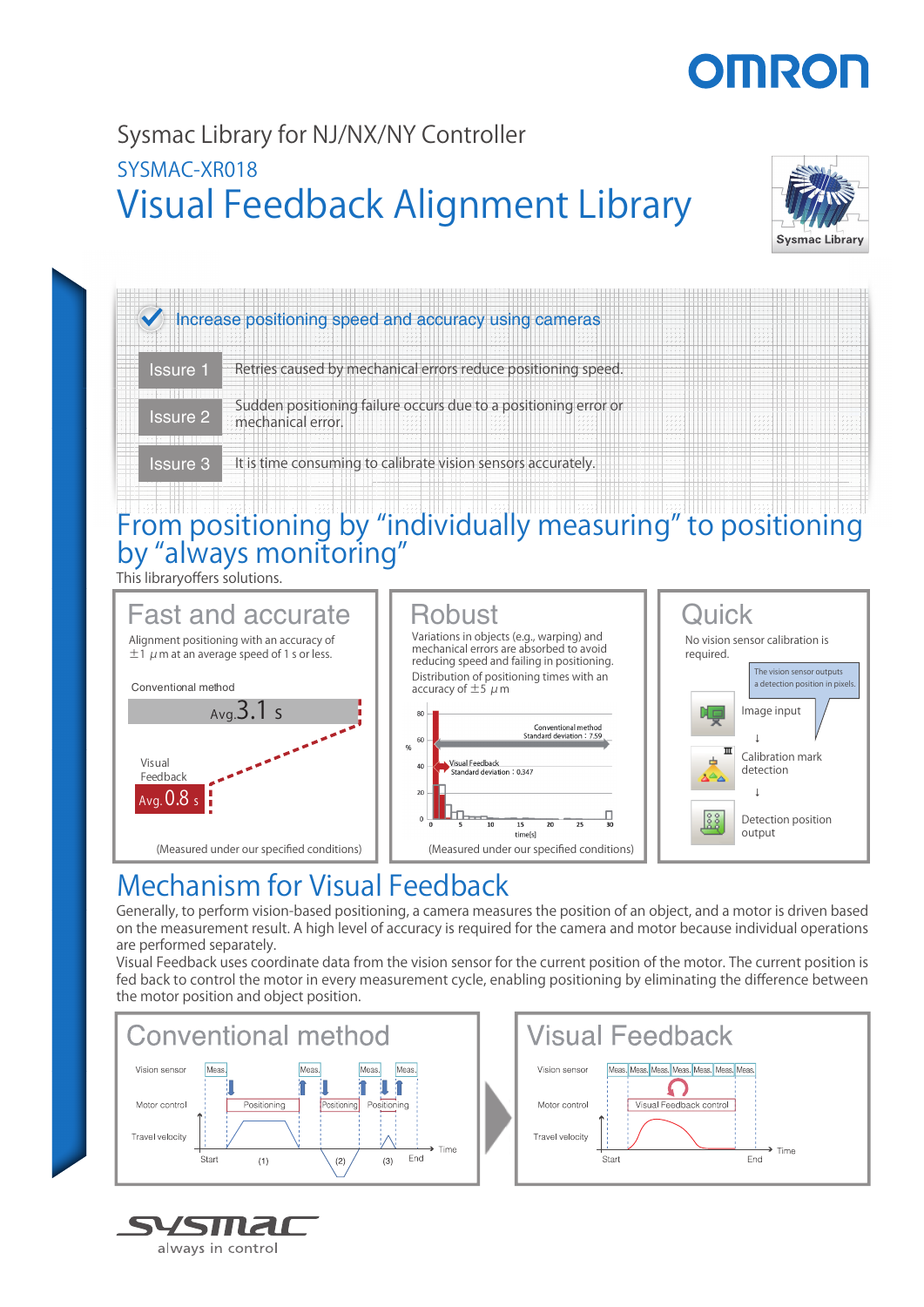Sysmac Library for NJ/NX/NY Controller

SYSMAC-XR018

# Visual Feedback Alignment Library

Sysmac Library

**Increase positioning speed and accuracy using cameras**

| | |
|---|---|
| Issure 1 | Retries caused by mechanical errors reduce positioning speed. |
| Issure 2 | Sudden positioning failure occurs due to a positioning error or mechanical error. |
| Issure 3 | It is time consuming to calibrate vision sensors accurately. |

## From positioning by "individually measuring" to positioning by "always monitoring"

This libraryoffers solutions.

### Fast and accurate

Alignment positioning with an accuracy of ±1 μm at an average speed of 1 s or less.

Conventional method Avg. 3.1 s

Visual Feedback Avg. 0.8 s

(Measured under our specified conditions)

### Robust

Variations in objects (e.g., warping) and mechanical errors are absorbed to avoid reducing speed and failing in positioning.

Distribution of positioning times with an accuracy of ±5 μm

Conventional method Standard deviation : 7.59

Visual Feedback Standard deviation : 0.347

(Measured under our specified conditions)

### Quick

No vision sensor calibration is required.

The vision sensor outputs a detection position in pixels.

Image input
↓
Calibration mark detection
↓
Detection position output

## Mechanism for Visual Feedback

Generally, to perform vision-based positioning, a camera measures the position of an object, and a motor is driven based on the measurement result. A high level of accuracy is required for the camera and motor because individual operations are performed separately.

Visual Feedback uses coordinate data from the vision sensor for the current position of the motor. The current position is fed back to control the motor in every measurement cycle, enabling positioning by eliminating the difference between the motor position and object position.

### Conventional method

Vision sensor: Meas. / Meas. / Meas. / Meas.

Motor control: Positioning / Positioning / Positioning

Travel velocity — Start (1) (2) (3) End — Time

### Visual Feedback

Vision sensor: Meas. Meas. Meas. Meas. Meas. Meas. Meas.

Motor control: Visual Feedback control

Travel velocity — Start End — Time

always in control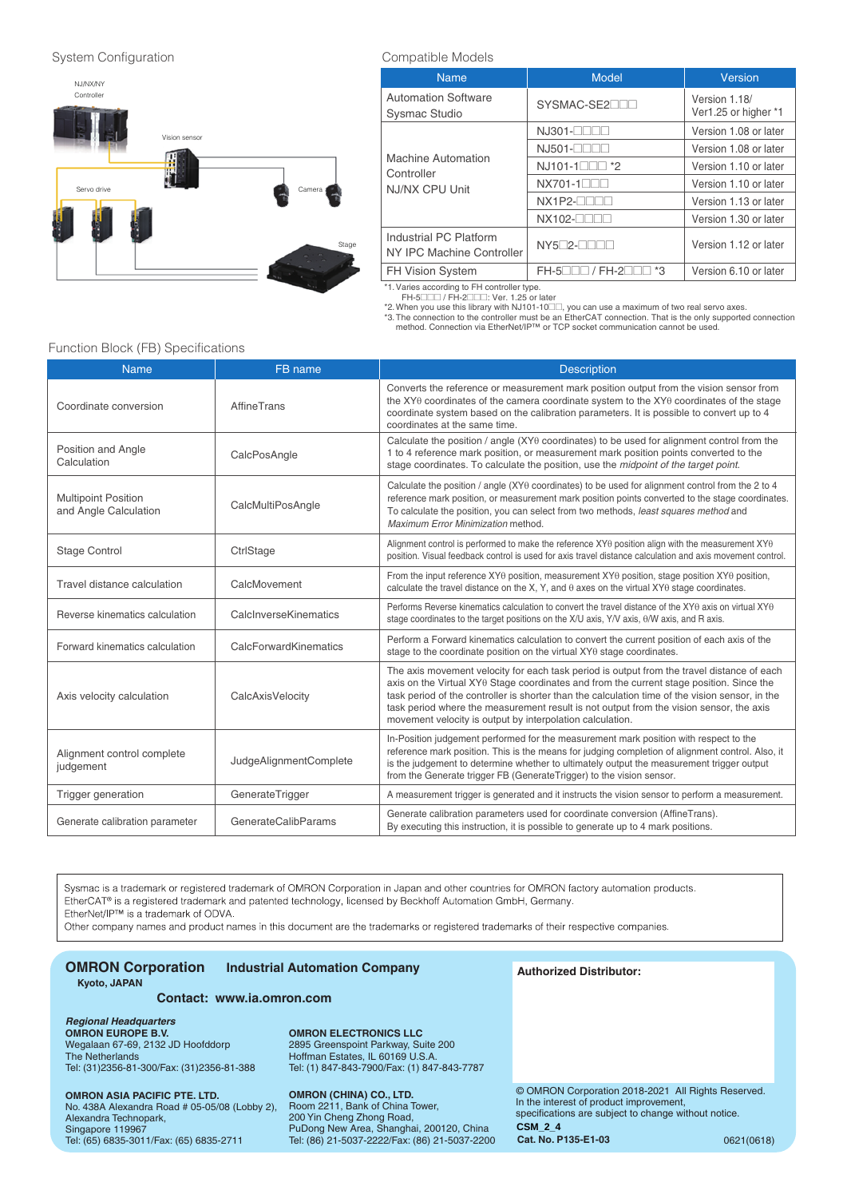## System Configuration

NJ/NX/NY Controller

Vision sensor

Servo drive

Camera

Stage

## Compatible Models

| Name | Model | Version |
|---|---|---|
| Automation Software Sysmac Studio | SYSMAC-SE2□□□ | Version 1.18/ Ver1.25 or higher *1 |
| Machine Automation Controller NJ/NX CPU Unit | NJ301-□□□□ | Version 1.08 or later |
| | NJ501-□□□□ | Version 1.08 or later |
| | NJ101-1□□□ *2 | Version 1.10 or later |
| | NX701-1□□□ | Version 1.10 or later |
| | NX1P2-□□□□ | Version 1.13 or later |
| | NX102-□□□□ | Version 1.30 or later |
| Industrial PC Platform NY IPC Machine Controller | NY5□2-□□□□ | Version 1.12 or later |
| FH Vision System | FH-5□□□ / FH-2□□□ *3 | Version 6.10 or later |

*1. Varies according to FH controller type.
FH-5□□□ / FH-2□□□: Ver. 1.25 or later
*2. When you use this library with NJ101-10□□, you can use a maximum of two real servo axes.
*3. The connection to the controller must be an EtherCAT connection. That is the only supported connection method. Connection via EtherNet/IP™ or TCP socket communication cannot be used.

## Function Block (FB) Specifications

| Name | FB name | Description |
|---|---|---|
| Coordinate conversion | AffineTrans | Converts the reference or measurement mark position output from the vision sensor from the XYθ coordinates of the camera coordinate system to the XYθ coordinates of the stage coordinate system based on the calibration parameters. It is possible to convert up to 4 coordinates at the same time. |
| Position and Angle Calculation | CalcPosAngle | Calculate the position / angle (XYθ coordinates) to be used for alignment control from the 1 to 4 reference mark position, or measurement mark position points converted to the stage coordinates. To calculate the position, use the *midpoint of the target point.* |
| Multipoint Position and Angle Calculation | CalcMultiPosAngle | Calculate the position / angle (XYθ coordinates) to be used for alignment control from the 2 to 4 reference mark position, or measurement mark position points converted to the stage coordinates. To calculate the position, you can select from two methods, *least squares method* and *Maximum Error Minimization* method. |
| Stage Control | CtrlStage | Alignment control is performed to make the reference XYθ position align with the measurement XYθ position. Visual feedback control is used for axis travel distance calculation and axis movement control. |
| Travel distance calculation | CalcMovement | From the input reference XYθ position, measurement XYθ position, stage position XYθ position, calculate the travel distance on the X, Y, and θ axes on the virtual XYθ stage coordinates. |
| Reverse kinematics calculation | CalcInverseKinematics | Performs Reverse kinematics calculation to convert the travel distance of the XYθ axis on virtual XYθ stage coordinates to the target positions on the X/U axis, Y/V axis, θ/W axis, and R axis. |
| Forward kinematics calculation | CalcForwardKinematics | Perform a Forward kinematics calculation to convert the current position of each axis of the stage to the coordinate position on the virtual XYθ stage coordinates. |
| Axis velocity calculation | CalcAxisVelocity | The axis movement velocity for each task period is output from the travel distance of each axis on the Virtual XYθ Stage coordinates and from the current stage position. Since the task period of the controller is shorter than the calculation time of the vision sensor, in the task period where the measurement result is not output from the vision sensor, the axis movement velocity is output by interpolation calculation. |
| Alignment control complete judgement | JudgeAlignmentComplete | In-Position judgement performed for the measurement mark position with respect to the reference mark position. This is the means for judging completion of alignment control. Also, it is the judgement to determine whether to ultimately output the measurement trigger output from the Generate trigger FB (GenerateTrigger) to the vision sensor. |
| Trigger generation | GenerateTrigger | A measurement trigger is generated and it instructs the vision sensor to perform a measurement. |
| Generate calibration parameter | GenerateCalibParams | Generate calibration parameters used for coordinate conversion (AffineTrans). By executing this instruction, it is possible to generate up to 4 mark positions. |

Sysmac is a trademark or registered trademark of OMRON Corporation in Japan and other countries for OMRON factory automation products.
EtherCAT® is a registered trademark and patented technology, licensed by Beckhoff Automation GmbH, Germany.
EtherNet/IP™ is a trademark of ODVA.
Other company names and product names in this document are the trademarks or registered trademarks of their respective companies.

**OMRON Corporation** **Industrial Automation Company**
**Kyoto, JAPAN**

**Contact: www.ia.omron.com**

***Regional Headquarters***

**OMRON EUROPE B.V.**
Wegalaan 67-69, 2132 JD Hoofddorp
The Netherlands
Tel: (31)2356-81-300/Fax: (31)2356-81-388

**OMRON ASIA PACIFIC PTE. LTD.**
No. 438A Alexandra Road # 05-05/08 (Lobby 2),
Alexandra Technopark,
Singapore 119967
Tel: (65) 6835-3011/Fax: (65) 6835-2711

**OMRON ELECTRONICS LLC**
2895 Greenspoint Parkway, Suite 200
Hoffman Estates, IL 60169 U.S.A.
Tel: (1) 847-843-7900/Fax: (1) 847-843-7787

**OMRON (CHINA) CO., LTD.**
Room 2211, Bank of China Tower,
200 Yin Cheng Zhong Road,
PuDong New Area, Shanghai, 200120, China
Tel: (86) 21-5037-2222/Fax: (86) 21-5037-2200

**Authorized Distributor:**

© OMRON Corporation 2018-2021 All Rights Reserved.
In the interest of product improvement,
specifications are subject to change without notice.

**CSM_2_4**
**Cat. No. P135-E1-03** 0621(0618)